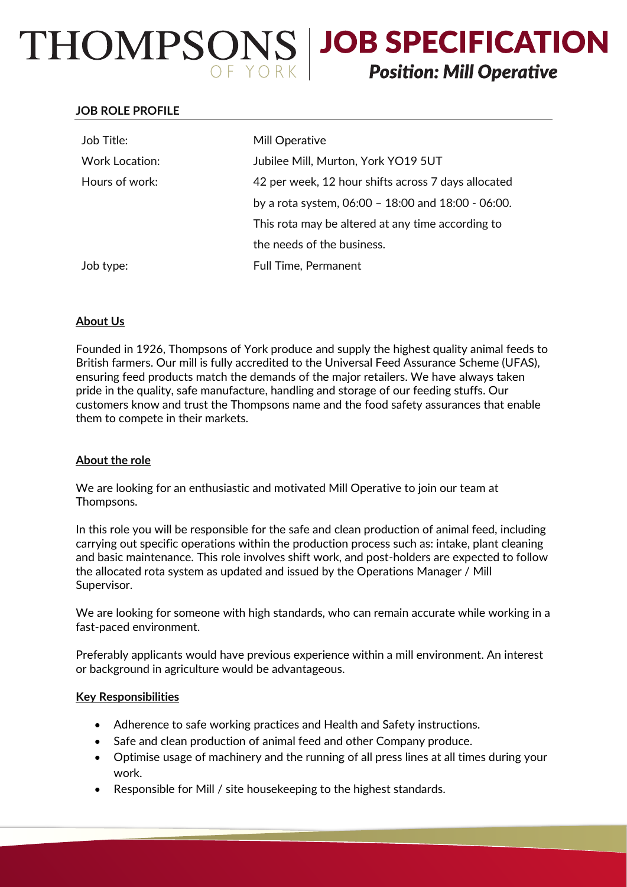# THOMPSONS OF YORK | JOB SPECIFICATION

## *Position: Mill Operative*

### JOB ROLE PROFILE

| | |
|---|---|
| Job Title: | Mill Operative |
| Work Location: | Jubilee Mill, Murton, York YO19 5UT |
| Hours of work: | 42 per week, 12 hour shifts across 7 days allocated by a rota system, 06:00 – 18:00 and 18:00 - 06:00. This rota may be altered at any time according to the needs of the business. |
| Job type: | Full Time, Permanent |

### About Us

Founded in 1926, Thompsons of York produce and supply the highest quality animal feeds to British farmers. Our mill is fully accredited to the Universal Feed Assurance Scheme (UFAS), ensuring feed products match the demands of the major retailers. We have always taken pride in the quality, safe manufacture, handling and storage of our feeding stuffs. Our customers know and trust the Thompsons name and the food safety assurances that enable them to compete in their markets.

### About the role

We are looking for an enthusiastic and motivated Mill Operative to join our team at Thompsons.

In this role you will be responsible for the safe and clean production of animal feed, including carrying out specific operations within the production process such as: intake, plant cleaning and basic maintenance. This role involves shift work, and post-holders are expected to follow the allocated rota system as updated and issued by the Operations Manager / Mill Supervisor.

We are looking for someone with high standards, who can remain accurate while working in a fast-paced environment.

Preferably applicants would have previous experience within a mill environment. An interest or background in agriculture would be advantageous.

### Key Responsibilities

- Adherence to safe working practices and Health and Safety instructions.
- Safe and clean production of animal feed and other Company produce.
- Optimise usage of machinery and the running of all press lines at all times during your work.
- Responsible for Mill / site housekeeping to the highest standards.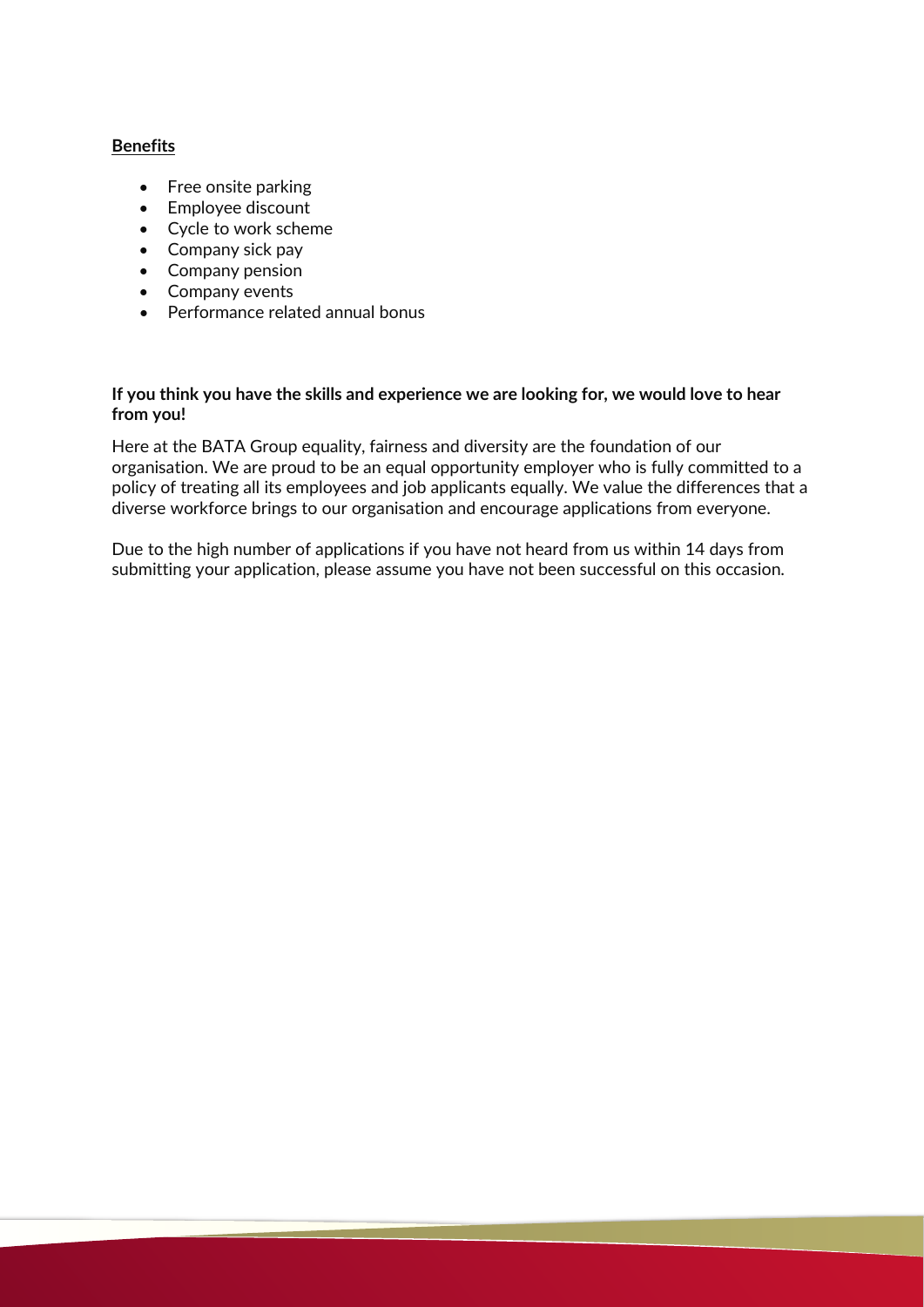**Benefits**

- Free onsite parking
- Employee discount
- Cycle to work scheme
- Company sick pay
- Company pension
- Company events
- Performance related annual bonus

**If you think you have the skills and experience we are looking for, we would love to hear from you!**

Here at the BATA Group equality, fairness and diversity are the foundation of our organisation. We are proud to be an equal opportunity employer who is fully committed to a policy of treating all its employees and job applicants equally. We value the differences that a diverse workforce brings to our organisation and encourage applications from everyone.

Due to the high number of applications if you have not heard from us within 14 days from submitting your application, please assume you have not been successful on this occasion.